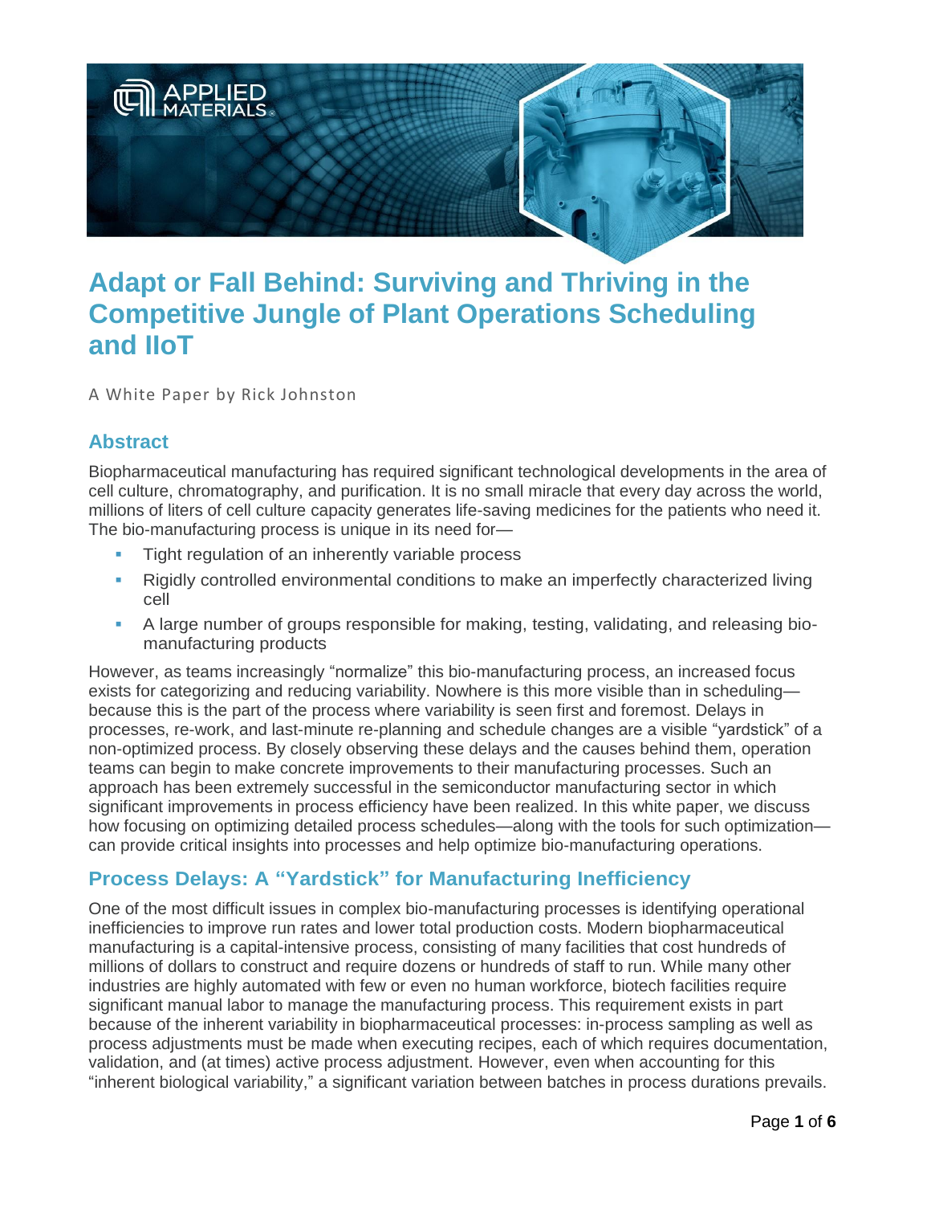# Adapt or Fall Behind: Surviving and Thriving in the Competitive Jungle of Plant Operations Scheduling and IIoT

A White Paper by Rick Johnston

## Abstract

Biopharmaceutical manufacturing has required significant technological developments in the area of cell culture, chromatography, and purification. It is no small miracle that every day across the world, millions of liters of cell culture capacity generates life-saving medicines for the patients who need it. The bio-manufacturing process is unique in its need for—

- Tight regulation of an inherently variable process
- Rigidly controlled environmental conditions to make an imperfectly characterized living cell
- A large number of groups responsible for making, testing, validating, and releasing bio-manufacturing products

However, as teams increasingly "normalize" this bio-manufacturing process, an increased focus exists for categorizing and reducing variability. Nowhere is this more visible than in scheduling—because this is the part of the process where variability is seen first and foremost. Delays in processes, re-work, and last-minute re-planning and schedule changes are a visible "yardstick" of a non-optimized process. By closely observing these delays and the causes behind them, operation teams can begin to make concrete improvements to their manufacturing processes. Such an approach has been extremely successful in the semiconductor manufacturing sector in which significant improvements in process efficiency have been realized. In this white paper, we discuss how focusing on optimizing detailed process schedules—along with the tools for such optimization—can provide critical insights into processes and help optimize bio-manufacturing operations.

## Process Delays: A "Yardstick" for Manufacturing Inefficiency

One of the most difficult issues in complex bio-manufacturing processes is identifying operational inefficiencies to improve run rates and lower total production costs. Modern biopharmaceutical manufacturing is a capital-intensive process, consisting of many facilities that cost hundreds of millions of dollars to construct and require dozens or hundreds of staff to run. While many other industries are highly automated with few or even no human workforce, biotech facilities require significant manual labor to manage the manufacturing process. This requirement exists in part because of the inherent variability in biopharmaceutical processes: in-process sampling as well as process adjustments must be made when executing recipes, each of which requires documentation, validation, and (at times) active process adjustment. However, even when accounting for this "inherent biological variability," a significant variation between batches in process durations prevails.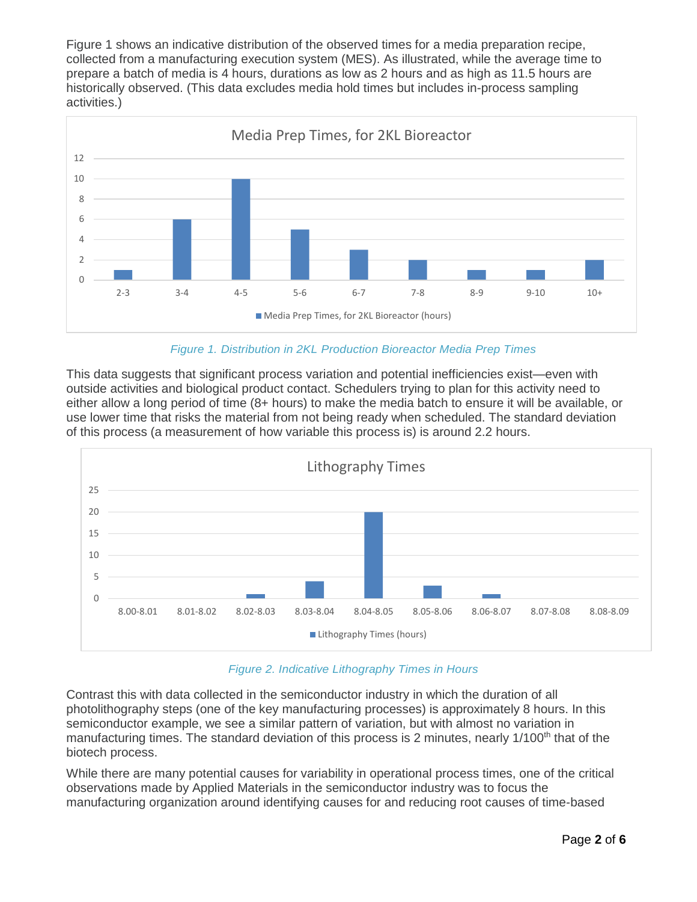Figure 1 shows an indicative distribution of the observed times for a media preparation recipe, collected from a manufacturing execution system (MES). As illustrated, while the average time to prepare a batch of media is 4 hours, durations as low as 2 hours and as high as 11.5 hours are historically observed. (This data excludes media hold times but includes in-process sampling activities.)

*Figure 1. Distribution in 2KL Production Bioreactor Media Prep Times*

This data suggests that significant process variation and potential inefficiencies exist—even with outside activities and biological product contact. Schedulers trying to plan for this activity need to either allow a long period of time (8+ hours) to make the media batch to ensure it will be available, or use lower time that risks the material from not being ready when scheduled. The standard deviation of this process (a measurement of how variable this process is) is around 2.2 hours.

*Figure 2. Indicative Lithography Times in Hours*

Contrast this with data collected in the semiconductor industry in which the duration of all photolithography steps (one of the key manufacturing processes) is approximately 8 hours. In this semiconductor example, we see a similar pattern of variation, but with almost no variation in manufacturing times. The standard deviation of this process is 2 minutes, nearly 1/100$^{th}$ that of the biotech process.

While there are many potential causes for variability in operational process times, one of the critical observations made by Applied Materials in the semiconductor industry was to focus the manufacturing organization around identifying causes for and reducing root causes of time-based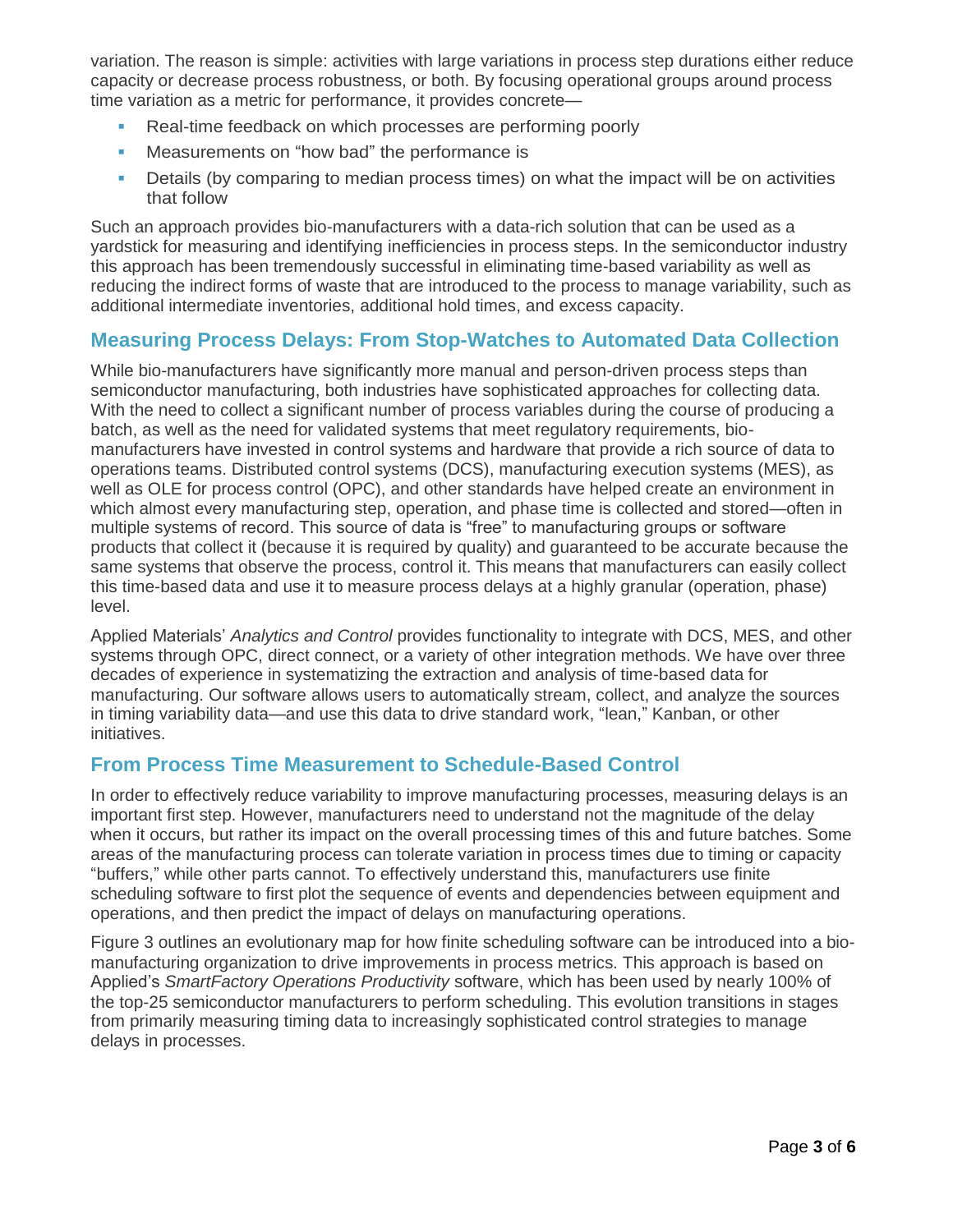variation. The reason is simple: activities with large variations in process step durations either reduce capacity or decrease process robustness, or both. By focusing operational groups around process time variation as a metric for performance, it provides concrete—

- Real-time feedback on which processes are performing poorly
- Measurements on "how bad" the performance is
- Details (by comparing to median process times) on what the impact will be on activities that follow

Such an approach provides bio-manufacturers with a data-rich solution that can be used as a yardstick for measuring and identifying inefficiencies in process steps. In the semiconductor industry this approach has been tremendously successful in eliminating time-based variability as well as reducing the indirect forms of waste that are introduced to the process to manage variability, such as additional intermediate inventories, additional hold times, and excess capacity.

## Measuring Process Delays: From Stop-Watches to Automated Data Collection

While bio-manufacturers have significantly more manual and person-driven process steps than semiconductor manufacturing, both industries have sophisticated approaches for collecting data. With the need to collect a significant number of process variables during the course of producing a batch, as well as the need for validated systems that meet regulatory requirements, bio-manufacturers have invested in control systems and hardware that provide a rich source of data to operations teams. Distributed control systems (DCS), manufacturing execution systems (MES), as well as OLE for process control (OPC), and other standards have helped create an environment in which almost every manufacturing step, operation, and phase time is collected and stored—often in multiple systems of record. This source of data is "free" to manufacturing groups or software products that collect it (because it is required by quality) and guaranteed to be accurate because the same systems that observe the process, control it. This means that manufacturers can easily collect this time-based data and use it to measure process delays at a highly granular (operation, phase) level.

Applied Materials' *Analytics and Control* provides functionality to integrate with DCS, MES, and other systems through OPC, direct connect, or a variety of other integration methods. We have over three decades of experience in systematizing the extraction and analysis of time-based data for manufacturing. Our software allows users to automatically stream, collect, and analyze the sources in timing variability data—and use this data to drive standard work, "lean," Kanban, or other initiatives.

## From Process Time Measurement to Schedule-Based Control

In order to effectively reduce variability to improve manufacturing processes, measuring delays is an important first step. However, manufacturers need to understand not the magnitude of the delay when it occurs, but rather its impact on the overall processing times of this and future batches. Some areas of the manufacturing process can tolerate variation in process times due to timing or capacity "buffers," while other parts cannot. To effectively understand this, manufacturers use finite scheduling software to first plot the sequence of events and dependencies between equipment and operations, and then predict the impact of delays on manufacturing operations.

Figure 3 outlines an evolutionary map for how finite scheduling software can be introduced into a bio-manufacturing organization to drive improvements in process metrics. This approach is based on Applied's *SmartFactory Operations Productivity* software, which has been used by nearly 100% of the top-25 semiconductor manufacturers to perform scheduling. This evolution transitions in stages from primarily measuring timing data to increasingly sophisticated control strategies to manage delays in processes.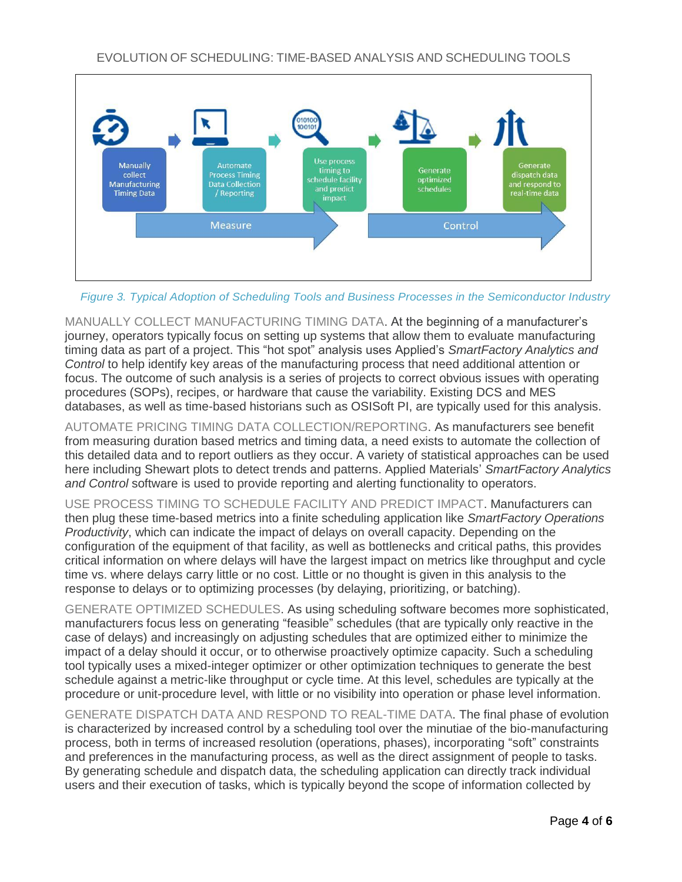## EVOLUTION OF SCHEDULING: TIME-BASED ANALYSIS AND SCHEDULING TOOLS

Manually collect Manufacturing Timing Data → Automate Process Timing Data Collection / Reporting → Use process timing to schedule facility and predict impact → Generate optimized schedules → Generate dispatch data and respond to real-time data

Measure → Control

*Figure 3. Typical Adoption of Scheduling Tools and Business Processes in the Semiconductor Industry*

MANUALLY COLLECT MANUFACTURING TIMING DATA. At the beginning of a manufacturer's journey, operators typically focus on setting up systems that allow them to evaluate manufacturing timing data as part of a project. This "hot spot" analysis uses Applied's *SmartFactory Analytics and Control* to help identify key areas of the manufacturing process that need additional attention or focus. The outcome of such analysis is a series of projects to correct obvious issues with operating procedures (SOPs), recipes, or hardware that cause the variability. Existing DCS and MES databases, as well as time-based historians such as OSISoft PI, are typically used for this analysis.

AUTOMATE PRICING TIMING DATA COLLECTION/REPORTING. As manufacturers see benefit from measuring duration based metrics and timing data, a need exists to automate the collection of this detailed data and to report outliers as they occur. A variety of statistical approaches can be used here including Shewart plots to detect trends and patterns. Applied Materials' *SmartFactory Analytics and Control* software is used to provide reporting and alerting functionality to operators.

USE PROCESS TIMING TO SCHEDULE FACILITY AND PREDICT IMPACT. Manufacturers can then plug these time-based metrics into a finite scheduling application like *SmartFactory Operations Productivity*, which can indicate the impact of delays on overall capacity. Depending on the configuration of the equipment of that facility, as well as bottlenecks and critical paths, this provides critical information on where delays will have the largest impact on metrics like throughput and cycle time vs. where delays carry little or no cost. Little or no thought is given in this analysis to the response to delays or to optimizing processes (by delaying, prioritizing, or batching).

GENERATE OPTIMIZED SCHEDULES. As using scheduling software becomes more sophisticated, manufacturers focus less on generating "feasible" schedules (that are typically only reactive in the case of delays) and increasingly on adjusting schedules that are optimized either to minimize the impact of a delay should it occur, or to otherwise proactively optimize capacity. Such a scheduling tool typically uses a mixed-integer optimizer or other optimization techniques to generate the best schedule against a metric-like throughput or cycle time. At this level, schedules are typically at the procedure or unit-procedure level, with little or no visibility into operation or phase level information.

GENERATE DISPATCH DATA AND RESPOND TO REAL-TIME DATA. The final phase of evolution is characterized by increased control by a scheduling tool over the minutiae of the bio-manufacturing process, both in terms of increased resolution (operations, phases), incorporating "soft" constraints and preferences in the manufacturing process, as well as the direct assignment of people to tasks. By generating schedule and dispatch data, the scheduling application can directly track individual users and their execution of tasks, which is typically beyond the scope of information collected by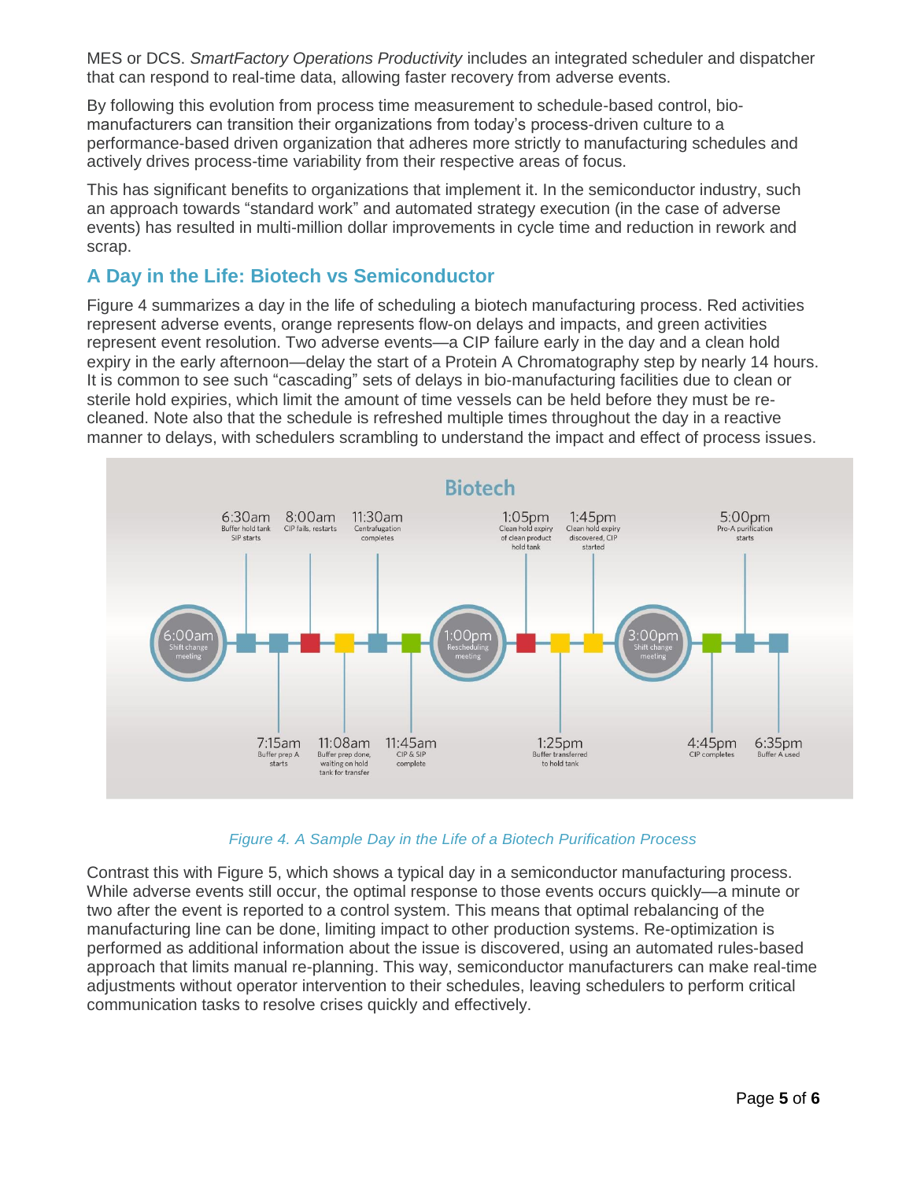MES or DCS. *SmartFactory Operations Productivity* includes an integrated scheduler and dispatcher that can respond to real-time data, allowing faster recovery from adverse events.

By following this evolution from process time measurement to schedule-based control, bio-manufacturers can transition their organizations from today's process-driven culture to a performance-based driven organization that adheres more strictly to manufacturing schedules and actively drives process-time variability from their respective areas of focus.

This has significant benefits to organizations that implement it. In the semiconductor industry, such an approach towards "standard work" and automated strategy execution (in the case of adverse events) has resulted in multi-million dollar improvements in cycle time and reduction in rework and scrap.

## A Day in the Life: Biotech vs Semiconductor

Figure 4 summarizes a day in the life of scheduling a biotech manufacturing process. Red activities represent adverse events, orange represents flow-on delays and impacts, and green activities represent event resolution. Two adverse events—a CIP failure early in the day and a clean hold expiry in the early afternoon—delay the start of a Protein A Chromatography step by nearly 14 hours. It is common to see such "cascading" sets of delays in bio-manufacturing facilities due to clean or sterile hold expiries, which limit the amount of time vessels can be held before they must be re-cleaned. Note also that the schedule is refreshed multiple times throughout the day in a reactive manner to delays, with schedulers scrambling to understand the impact and effect of process issues.

*Figure 4. A Sample Day in the Life of a Biotech Purification Process*

Contrast this with Figure 5, which shows a typical day in a semiconductor manufacturing process. While adverse events still occur, the optimal response to those events occurs quickly—a minute or two after the event is reported to a control system. This means that optimal rebalancing of the manufacturing line can be done, limiting impact to other production systems. Re-optimization is performed as additional information about the issue is discovered, using an automated rules-based approach that limits manual re-planning. This way, semiconductor manufacturers can make real-time adjustments without operator intervention to their schedules, leaving schedulers to perform critical communication tasks to resolve crises quickly and effectively.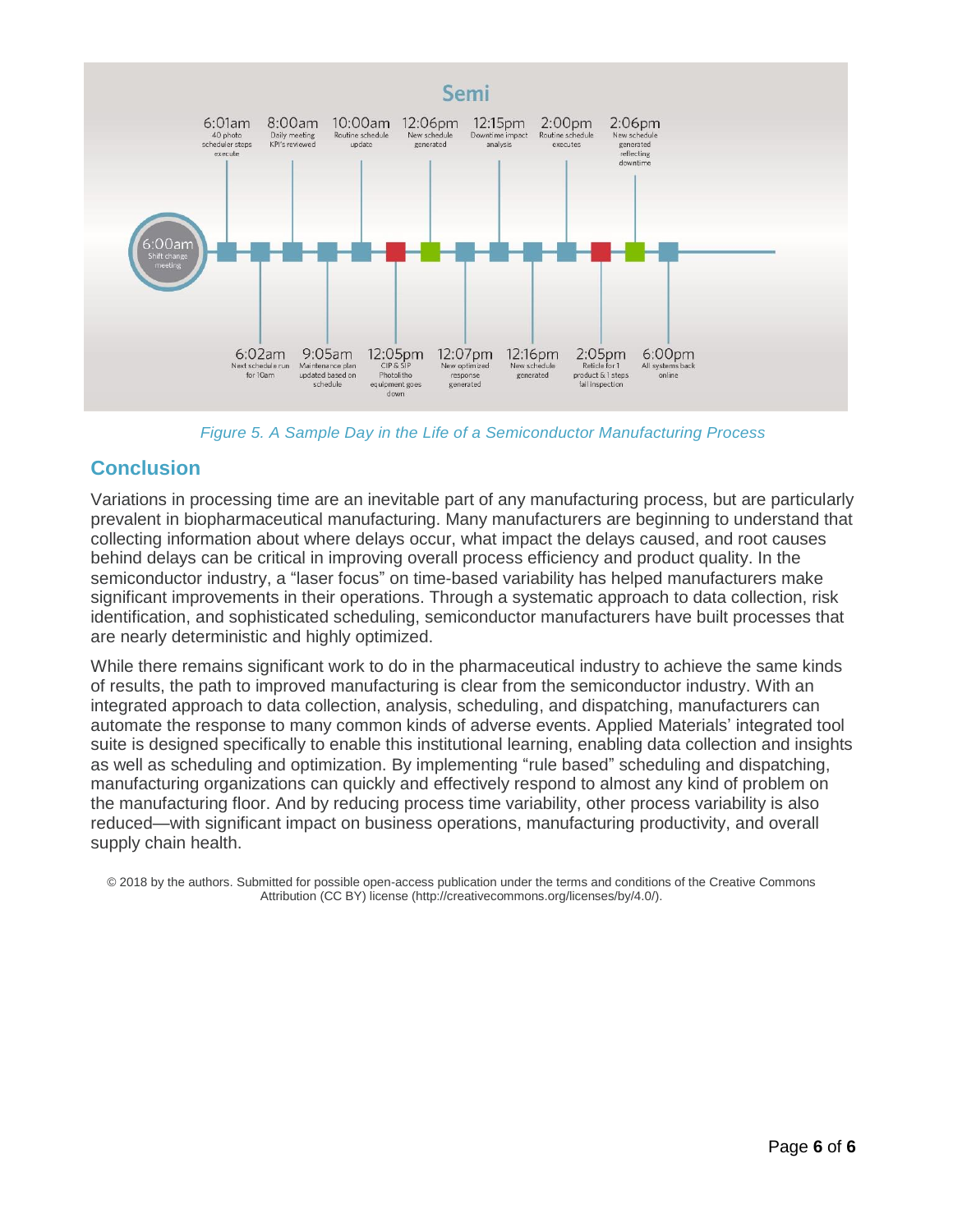Semi

6:00am
Shift change meeting

6:01am
40 photo scheduler steps execute

6:02am
Next schedule run for 10am

8:00am
Daily meeting KPI's reviewed

9:05am
Maintenance plan updated based on schedule

10:00am
Routine schedule update

12:05pm
CIP & SIP Photolitho equipment goes down

12:06pm
New schedule generated

12:07pm
New optimized response generated

12:15pm
Downtime impact analysis

12:16pm
New schedule generated

2:00pm
Routine schedule executes

2:05pm
Reticle for 1 product & 1 steps fail inspection

2:06pm
New schedule generated reflecting downtime

6:00pm
All systems back online

*Figure 5. A Sample Day in the Life of a Semiconductor Manufacturing Process*

## Conclusion

Variations in processing time are an inevitable part of any manufacturing process, but are particularly prevalent in biopharmaceutical manufacturing. Many manufacturers are beginning to understand that collecting information about where delays occur, what impact the delays caused, and root causes behind delays can be critical in improving overall process efficiency and product quality. In the semiconductor industry, a "laser focus" on time-based variability has helped manufacturers make significant improvements in their operations. Through a systematic approach to data collection, risk identification, and sophisticated scheduling, semiconductor manufacturers have built processes that are nearly deterministic and highly optimized.

While there remains significant work to do in the pharmaceutical industry to achieve the same kinds of results, the path to improved manufacturing is clear from the semiconductor industry. With an integrated approach to data collection, analysis, scheduling, and dispatching, manufacturers can automate the response to many common kinds of adverse events. Applied Materials' integrated tool suite is designed specifically to enable this institutional learning, enabling data collection and insights as well as scheduling and optimization. By implementing "rule based" scheduling and dispatching, manufacturing organizations can quickly and effectively respond to almost any kind of problem on the manufacturing floor. And by reducing process time variability, other process variability is also reduced—with significant impact on business operations, manufacturing productivity, and overall supply chain health.

© 2018 by the authors. Submitted for possible open-access publication under the terms and conditions of the Creative Commons Attribution (CC BY) license (http://creativecommons.org/licenses/by/4.0/).